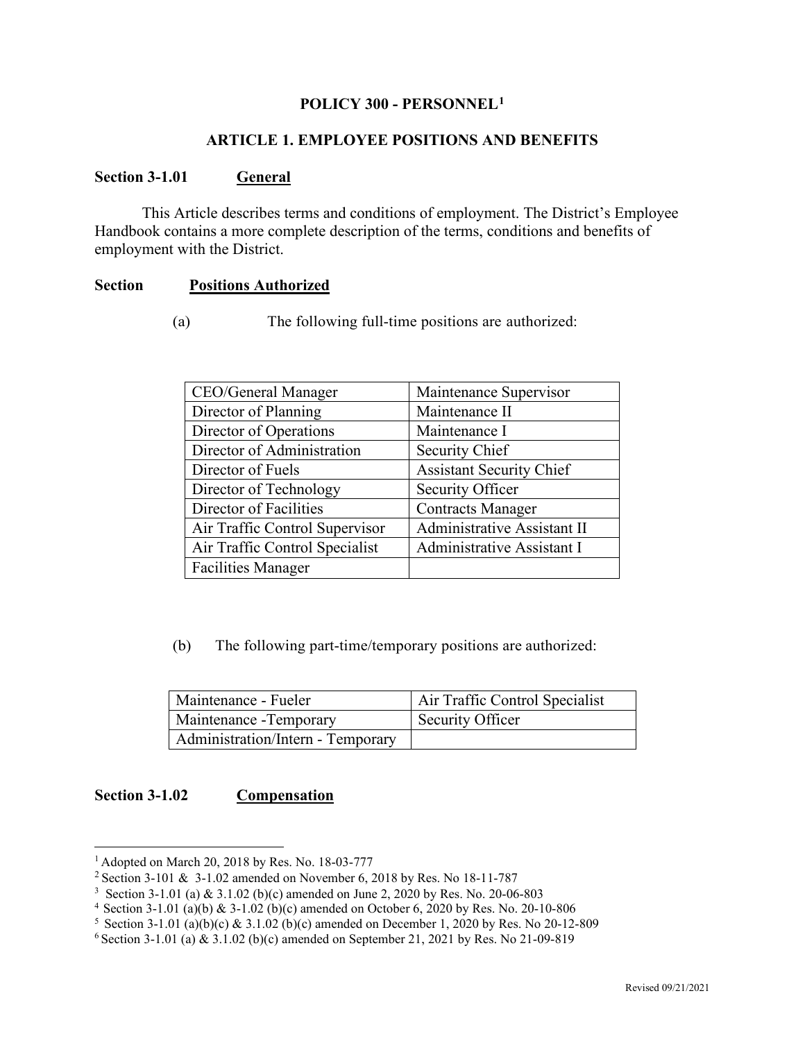# POLICY 300 - PERSONNEL[1]

## ARTICLE 1. EMPLOYEE POSITIONS AND BENEFITS

**Section 3-1.01 General**

This Article describes terms and conditions of employment. The District's Employee Handbook contains a more complete description of the terms, conditions and benefits of employment with the District.

**Section Positions Authorized**

(a) The following full-time positions are authorized:

| | |
|---|---|
| CEO/General Manager | Maintenance Supervisor |
| Director of Planning | Maintenance II |
| Director of Operations | Maintenance I |
| Director of Administration | Security Chief |
| Director of Fuels | Assistant Security Chief |
| Director of Technology | Security Officer |
| Director of Facilities | Contracts Manager |
| Air Traffic Control Supervisor | Administrative Assistant II |
| Air Traffic Control Specialist | Administrative Assistant I |
| Facilities Manager | |

(b) The following part-time/temporary positions are authorized:

| | |
|---|---|
| Maintenance - Fueler | Air Traffic Control Specialist |
| Maintenance -Temporary | Security Officer |
| Administration/Intern - Temporary | |

**Section 3-1.02 Compensation**

---

[1] Adopted on March 20, 2018 by Res. No. 18-03-777

[2] Section 3-101 & 3-1.02 amended on November 6, 2018 by Res. No 18-11-787

[3] Section 3-1.01 (a) & 3.1.02 (b)(c) amended on June 2, 2020 by Res. No. 20-06-803

[4] Section 3-1.01 (a)(b) & 3-1.02 (b)(c) amended on October 6, 2020 by Res. No. 20-10-806

[5] Section 3-1.01 (a)(b)(c) & 3.1.02 (b)(c) amended on December 1, 2020 by Res. No 20-12-809

[6] Section 3-1.01 (a) & 3.1.02 (b)(c) amended on September 21, 2021 by Res. No 21-09-819

Revised 09/21/2021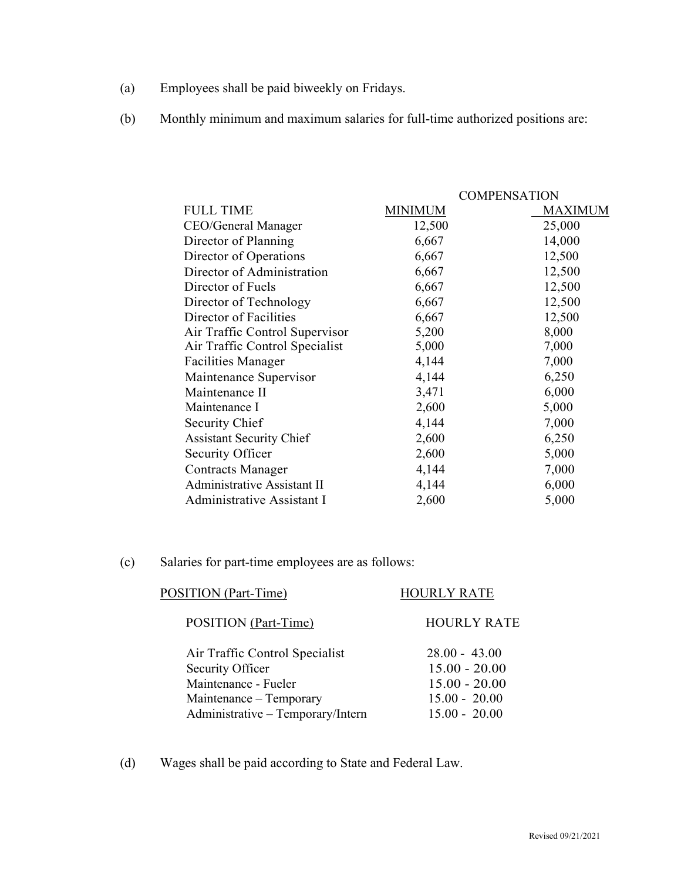(a) Employees shall be paid biweekly on Fridays.

(b) Monthly minimum and maximum salaries for full-time authorized positions are:

| | COMPENSATION | |
|---|---|---|
| FULL TIME | MINIMUM | MAXIMUM |
| CEO/General Manager | 12,500 | 25,000 |
| Director of Planning | 6,667 | 14,000 |
| Director of Operations | 6,667 | 12,500 |
| Director of Administration | 6,667 | 12,500 |
| Director of Fuels | 6,667 | 12,500 |
| Director of Technology | 6,667 | 12,500 |
| Director of Facilities | 6,667 | 12,500 |
| Air Traffic Control Supervisor | 5,200 | 8,000 |
| Air Traffic Control Specialist | 5,000 | 7,000 |
| Facilities Manager | 4,144 | 7,000 |
| Maintenance Supervisor | 4,144 | 6,250 |
| Maintenance II | 3,471 | 6,000 |
| Maintenance I | 2,600 | 5,000 |
| Security Chief | 4,144 | 7,000 |
| Assistant Security Chief | 2,600 | 6,250 |
| Security Officer | 2,600 | 5,000 |
| Contracts Manager | 4,144 | 7,000 |
| Administrative Assistant II | 4,144 | 6,000 |
| Administrative Assistant I | 2,600 | 5,000 |

(c) Salaries for part-time employees are as follows:

| POSITION (Part-Time) | HOURLY RATE |
|---|---|
| POSITION (Part-Time) | HOURLY RATE |
| Air Traffic Control Specialist | 28.00 - 43.00 |
| Security Officer | 15.00 - 20.00 |
| Maintenance - Fueler | 15.00 - 20.00 |
| Maintenance – Temporary | 15.00 - 20.00 |
| Administrative – Temporary/Intern | 15.00 - 20.00 |

(d) Wages shall be paid according to State and Federal Law.

Revised 09/21/2021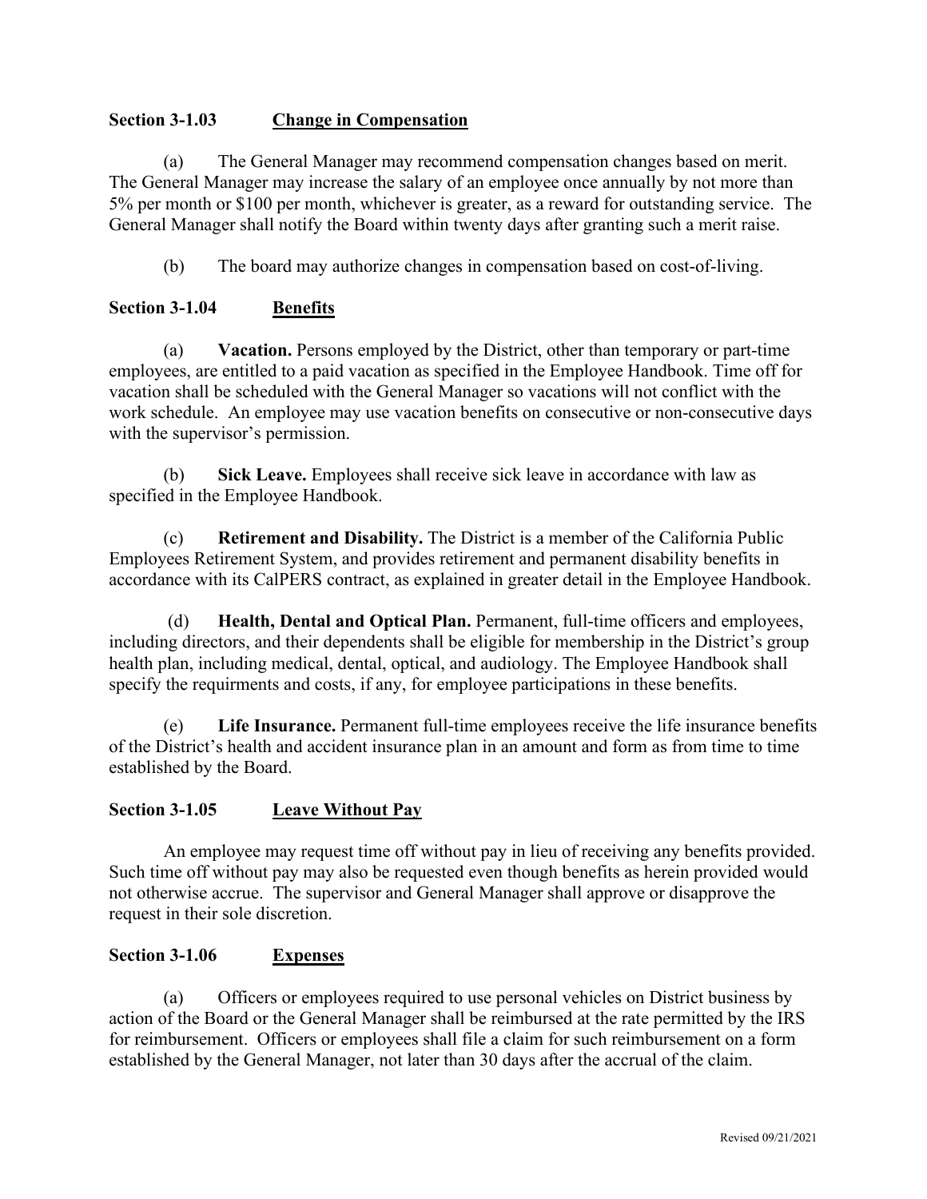### Section 3-1.03 Change in Compensation

(a) The General Manager may recommend compensation changes based on merit. The General Manager may increase the salary of an employee once annually by not more than 5% per month or $100 per month, whichever is greater, as a reward for outstanding service. The General Manager shall notify the Board within twenty days after granting such a merit raise.

(b) The board may authorize changes in compensation based on cost-of-living.

### Section 3-1.04 Benefits

(a) **Vacation.** Persons employed by the District, other than temporary or part-time employees, are entitled to a paid vacation as specified in the Employee Handbook. Time off for vacation shall be scheduled with the General Manager so vacations will not conflict with the work schedule. An employee may use vacation benefits on consecutive or non-consecutive days with the supervisor's permission.

(b) **Sick Leave.** Employees shall receive sick leave in accordance with law as specified in the Employee Handbook.

(c) **Retirement and Disability.** The District is a member of the California Public Employees Retirement System, and provides retirement and permanent disability benefits in accordance with its CalPERS contract, as explained in greater detail in the Employee Handbook.

(d) **Health, Dental and Optical Plan.** Permanent, full-time officers and employees, including directors, and their dependents shall be eligible for membership in the District's group health plan, including medical, dental, optical, and audiology. The Employee Handbook shall specify the requirments and costs, if any, for employee participations in these benefits.

(e) **Life Insurance.** Permanent full-time employees receive the life insurance benefits of the District's health and accident insurance plan in an amount and form as from time to time established by the Board.

### Section 3-1.05 Leave Without Pay

An employee may request time off without pay in lieu of receiving any benefits provided. Such time off without pay may also be requested even though benefits as herein provided would not otherwise accrue. The supervisor and General Manager shall approve or disapprove the request in their sole discretion.

### Section 3-1.06 Expenses

(a) Officers or employees required to use personal vehicles on District business by action of the Board or the General Manager shall be reimbursed at the rate permitted by the IRS for reimbursement. Officers or employees shall file a claim for such reimbursement on a form established by the General Manager, not later than 30 days after the accrual of the claim.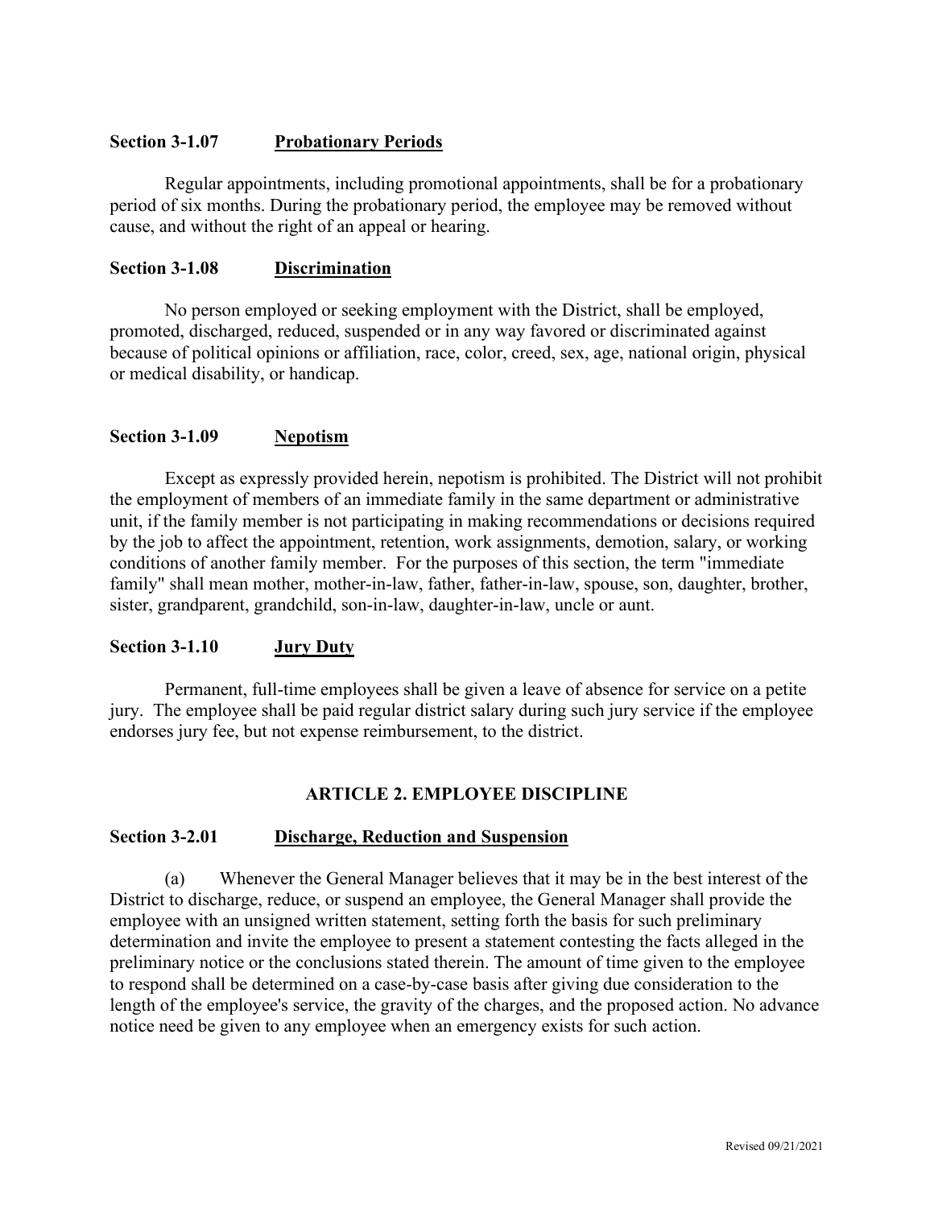**Section 3-1.07 Probationary Periods**

Regular appointments, including promotional appointments, shall be for a probationary period of six months. During the probationary period, the employee may be removed without cause, and without the right of an appeal or hearing.

**Section 3-1.08 Discrimination**

No person employed or seeking employment with the District, shall be employed, promoted, discharged, reduced, suspended or in any way favored or discriminated against because of political opinions or affiliation, race, color, creed, sex, age, national origin, physical or medical disability, or handicap.

**Section 3-1.09 Nepotism**

Except as expressly provided herein, nepotism is prohibited. The District will not prohibit the employment of members of an immediate family in the same department or administrative unit, if the family member is not participating in making recommendations or decisions required by the job to affect the appointment, retention, work assignments, demotion, salary, or working conditions of another family member. For the purposes of this section, the term "immediate family" shall mean mother, mother-in-law, father, father-in-law, spouse, son, daughter, brother, sister, grandparent, grandchild, son-in-law, daughter-in-law, uncle or aunt.

**Section 3-1.10 Jury Duty**

Permanent, full-time employees shall be given a leave of absence for service on a petite jury. The employee shall be paid regular district salary during such jury service if the employee endorses jury fee, but not expense reimbursement, to the district.

## ARTICLE 2. EMPLOYEE DISCIPLINE

**Section 3-2.01 Discharge, Reduction and Suspension**

(a) Whenever the General Manager believes that it may be in the best interest of the District to discharge, reduce, or suspend an employee, the General Manager shall provide the employee with an unsigned written statement, setting forth the basis for such preliminary determination and invite the employee to present a statement contesting the facts alleged in the preliminary notice or the conclusions stated therein. The amount of time given to the employee to respond shall be determined on a case-by-case basis after giving due consideration to the length of the employee's service, the gravity of the charges, and the proposed action. No advance notice need be given to any employee when an emergency exists for such action.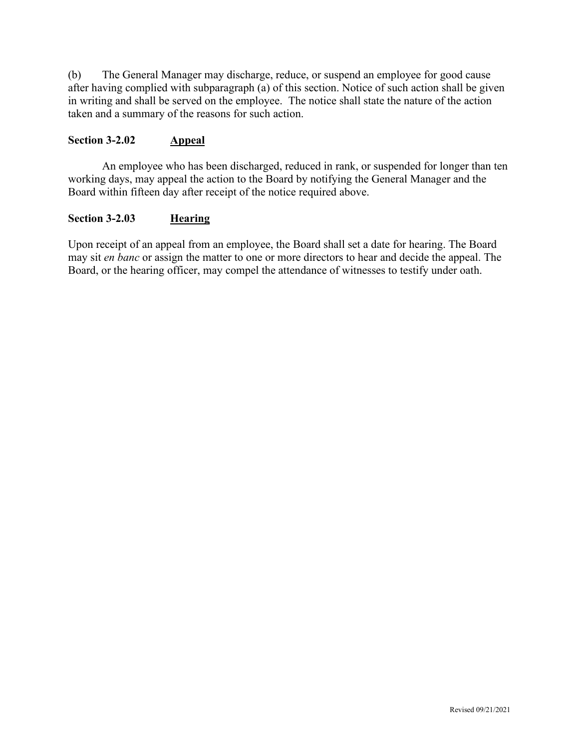(b) The General Manager may discharge, reduce, or suspend an employee for good cause after having complied with subparagraph (a) of this section. Notice of such action shall be given in writing and shall be served on the employee. The notice shall state the nature of the action taken and a summary of the reasons for such action.

### Section 3-2.02 Appeal

An employee who has been discharged, reduced in rank, or suspended for longer than ten working days, may appeal the action to the Board by notifying the General Manager and the Board within fifteen day after receipt of the notice required above.

### Section 3-2.03 Hearing

Upon receipt of an appeal from an employee, the Board shall set a date for hearing. The Board may sit *en banc* or assign the matter to one or more directors to hear and decide the appeal. The Board, or the hearing officer, may compel the attendance of witnesses to testify under oath.